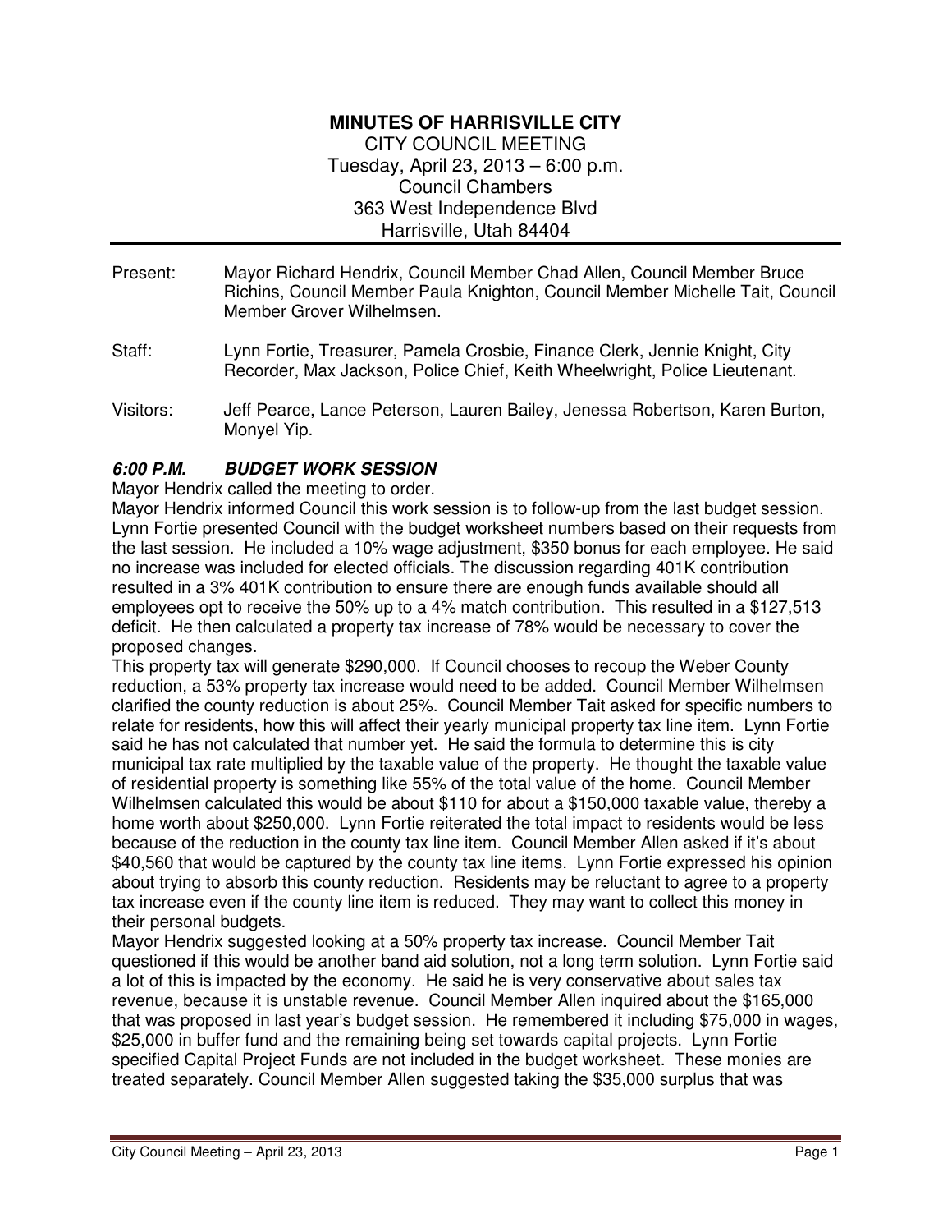# MINUTES OF HARRISVILLE CITY

CITY COUNCIL MEETING
Tuesday, April 23, 2013 – 6:00 p.m.
Council Chambers
363 West Independence Blvd
Harrisville, Utah 84404

Present: Mayor Richard Hendrix, Council Member Chad Allen, Council Member Bruce Richins, Council Member Paula Knighton, Council Member Michelle Tait, Council Member Grover Wilhelmsen.

Staff: Lynn Fortie, Treasurer, Pamela Crosbie, Finance Clerk, Jennie Knight, City Recorder, Max Jackson, Police Chief, Keith Wheelwright, Police Lieutenant.

Visitors: Jeff Pearce, Lance Peterson, Lauren Bailey, Jenessa Robertson, Karen Burton, Monyel Yip.

***6:00 P.M. BUDGET WORK SESSION***

Mayor Hendrix called the meeting to order.

Mayor Hendrix informed Council this work session is to follow-up from the last budget session. Lynn Fortie presented Council with the budget worksheet numbers based on their requests from the last session. He included a 10% wage adjustment, $350 bonus for each employee. He said no increase was included for elected officials. The discussion regarding 401K contribution resulted in a 3% 401K contribution to ensure there are enough funds available should all employees opt to receive the 50% up to a 4% match contribution. This resulted in a $127,513 deficit. He then calculated a property tax increase of 78% would be necessary to cover the proposed changes.

This property tax will generate $290,000. If Council chooses to recoup the Weber County reduction, a 53% property tax increase would need to be added. Council Member Wilhelmsen clarified the county reduction is about 25%. Council Member Tait asked for specific numbers to relate for residents, how this will affect their yearly municipal property tax line item. Lynn Fortie said he has not calculated that number yet. He said the formula to determine this is city municipal tax rate multiplied by the taxable value of the property. He thought the taxable value of residential property is something like 55% of the total value of the home. Council Member Wilhelmsen calculated this would be about $110 for about a $150,000 taxable value, thereby a home worth about $250,000. Lynn Fortie reiterated the total impact to residents would be less because of the reduction in the county tax line item. Council Member Allen asked if it's about $40,560 that would be captured by the county tax line items. Lynn Fortie expressed his opinion about trying to absorb this county reduction. Residents may be reluctant to agree to a property tax increase even if the county line item is reduced. They may want to collect this money in their personal budgets.

Mayor Hendrix suggested looking at a 50% property tax increase. Council Member Tait questioned if this would be another band aid solution, not a long term solution. Lynn Fortie said a lot of this is impacted by the economy. He said he is very conservative about sales tax revenue, because it is unstable revenue. Council Member Allen inquired about the $165,000 that was proposed in last year's budget session. He remembered it including $75,000 in wages, $25,000 in buffer fund and the remaining being set towards capital projects. Lynn Fortie specified Capital Project Funds are not included in the budget worksheet. These monies are treated separately. Council Member Allen suggested taking the $35,000 surplus that was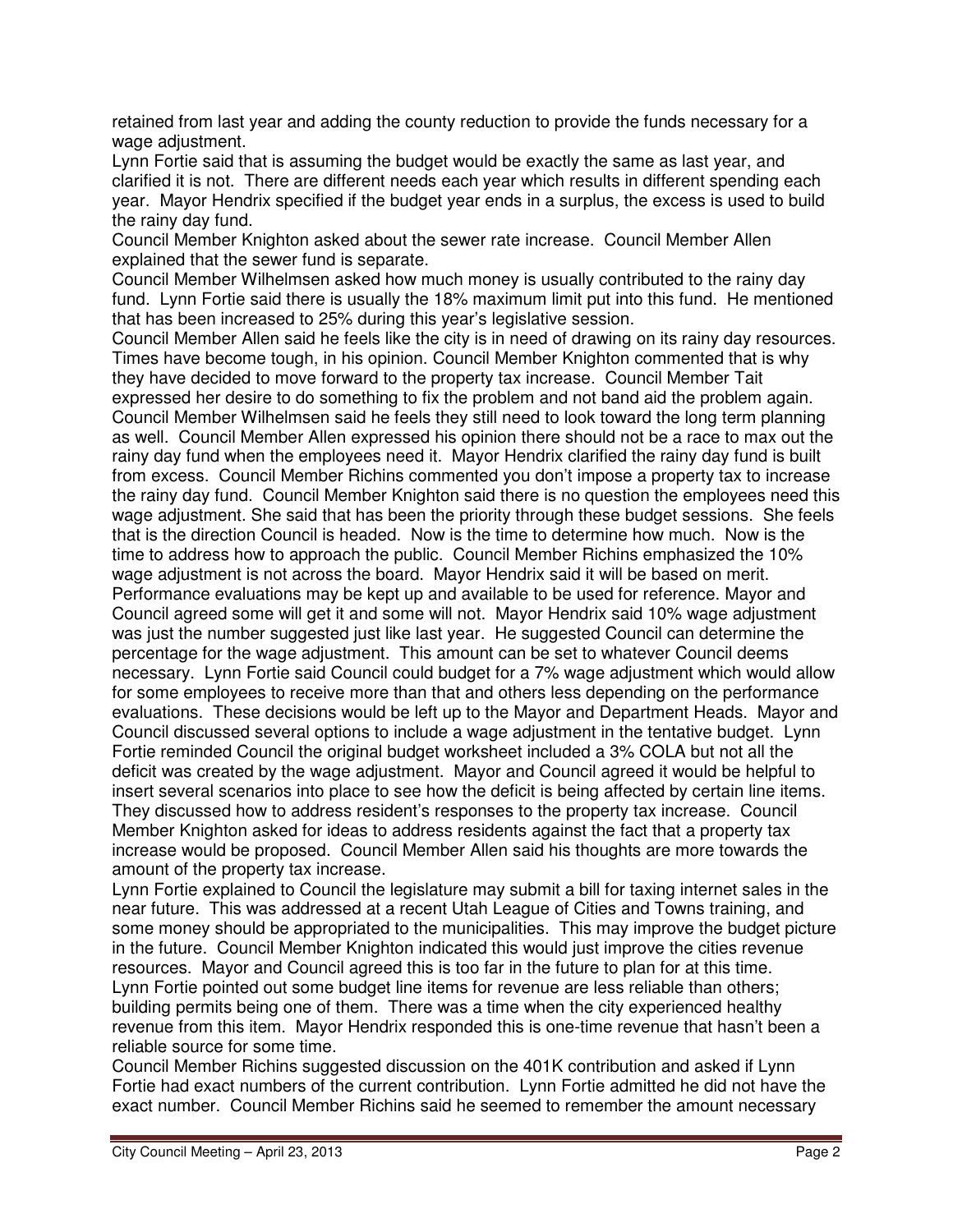retained from last year and adding the county reduction to provide the funds necessary for a wage adjustment.

Lynn Fortie said that is assuming the budget would be exactly the same as last year, and clarified it is not. There are different needs each year which results in different spending each year. Mayor Hendrix specified if the budget year ends in a surplus, the excess is used to build the rainy day fund.

Council Member Knighton asked about the sewer rate increase. Council Member Allen explained that the sewer fund is separate.

Council Member Wilhelmsen asked how much money is usually contributed to the rainy day fund. Lynn Fortie said there is usually the 18% maximum limit put into this fund. He mentioned that has been increased to 25% during this year's legislative session.

Council Member Allen said he feels like the city is in need of drawing on its rainy day resources. Times have become tough, in his opinion. Council Member Knighton commented that is why they have decided to move forward to the property tax increase. Council Member Tait expressed her desire to do something to fix the problem and not band aid the problem again. Council Member Wilhelmsen said he feels they still need to look toward the long term planning as well. Council Member Allen expressed his opinion there should not be a race to max out the rainy day fund when the employees need it. Mayor Hendrix clarified the rainy day fund is built from excess. Council Member Richins commented you don't impose a property tax to increase the rainy day fund. Council Member Knighton said there is no question the employees need this wage adjustment. She said that has been the priority through these budget sessions. She feels that is the direction Council is headed. Now is the time to determine how much. Now is the time to address how to approach the public. Council Member Richins emphasized the 10% wage adjustment is not across the board. Mayor Hendrix said it will be based on merit. Performance evaluations may be kept up and available to be used for reference. Mayor and Council agreed some will get it and some will not. Mayor Hendrix said 10% wage adjustment was just the number suggested just like last year. He suggested Council can determine the percentage for the wage adjustment. This amount can be set to whatever Council deems necessary. Lynn Fortie said Council could budget for a 7% wage adjustment which would allow for some employees to receive more than that and others less depending on the performance evaluations. These decisions would be left up to the Mayor and Department Heads. Mayor and Council discussed several options to include a wage adjustment in the tentative budget. Lynn Fortie reminded Council the original budget worksheet included a 3% COLA but not all the deficit was created by the wage adjustment. Mayor and Council agreed it would be helpful to insert several scenarios into place to see how the deficit is being affected by certain line items. They discussed how to address resident's responses to the property tax increase. Council Member Knighton asked for ideas to address residents against the fact that a property tax increase would be proposed. Council Member Allen said his thoughts are more towards the amount of the property tax increase.

Lynn Fortie explained to Council the legislature may submit a bill for taxing internet sales in the near future. This was addressed at a recent Utah League of Cities and Towns training, and some money should be appropriated to the municipalities. This may improve the budget picture in the future. Council Member Knighton indicated this would just improve the cities revenue resources. Mayor and Council agreed this is too far in the future to plan for at this time.

Lynn Fortie pointed out some budget line items for revenue are less reliable than others; building permits being one of them. There was a time when the city experienced healthy revenue from this item. Mayor Hendrix responded this is one-time revenue that hasn't been a reliable source for some time.

Council Member Richins suggested discussion on the 401K contribution and asked if Lynn Fortie had exact numbers of the current contribution. Lynn Fortie admitted he did not have the exact number. Council Member Richins said he seemed to remember the amount necessary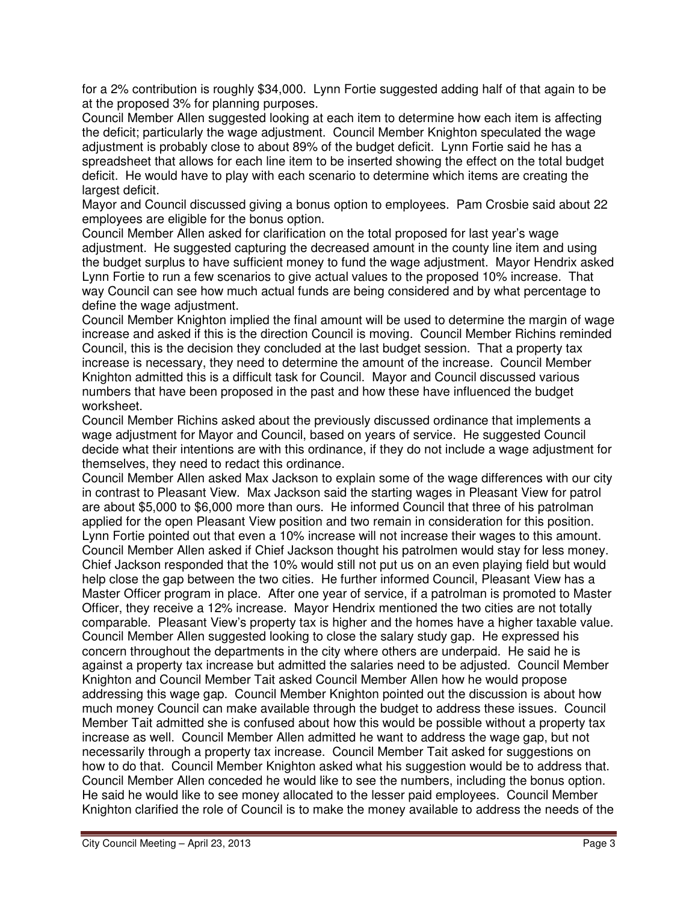for a 2% contribution is roughly $34,000. Lynn Fortie suggested adding half of that again to be at the proposed 3% for planning purposes.

Council Member Allen suggested looking at each item to determine how each item is affecting the deficit; particularly the wage adjustment. Council Member Knighton speculated the wage adjustment is probably close to about 89% of the budget deficit. Lynn Fortie said he has a spreadsheet that allows for each line item to be inserted showing the effect on the total budget deficit. He would have to play with each scenario to determine which items are creating the largest deficit.

Mayor and Council discussed giving a bonus option to employees. Pam Crosbie said about 22 employees are eligible for the bonus option.

Council Member Allen asked for clarification on the total proposed for last year's wage adjustment. He suggested capturing the decreased amount in the county line item and using the budget surplus to have sufficient money to fund the wage adjustment. Mayor Hendrix asked Lynn Fortie to run a few scenarios to give actual values to the proposed 10% increase. That way Council can see how much actual funds are being considered and by what percentage to define the wage adjustment.

Council Member Knighton implied the final amount will be used to determine the margin of wage increase and asked if this is the direction Council is moving. Council Member Richins reminded Council, this is the decision they concluded at the last budget session. That a property tax increase is necessary, they need to determine the amount of the increase. Council Member Knighton admitted this is a difficult task for Council. Mayor and Council discussed various numbers that have been proposed in the past and how these have influenced the budget worksheet.

Council Member Richins asked about the previously discussed ordinance that implements a wage adjustment for Mayor and Council, based on years of service. He suggested Council decide what their intentions are with this ordinance, if they do not include a wage adjustment for themselves, they need to redact this ordinance.

Council Member Allen asked Max Jackson to explain some of the wage differences with our city in contrast to Pleasant View. Max Jackson said the starting wages in Pleasant View for patrol are about $5,000 to $6,000 more than ours. He informed Council that three of his patrolman applied for the open Pleasant View position and two remain in consideration for this position. Lynn Fortie pointed out that even a 10% increase will not increase their wages to this amount. Council Member Allen asked if Chief Jackson thought his patrolmen would stay for less money. Chief Jackson responded that the 10% would still not put us on an even playing field but would help close the gap between the two cities. He further informed Council, Pleasant View has a Master Officer program in place. After one year of service, if a patrolman is promoted to Master Officer, they receive a 12% increase. Mayor Hendrix mentioned the two cities are not totally comparable. Pleasant View's property tax is higher and the homes have a higher taxable value. Council Member Allen suggested looking to close the salary study gap. He expressed his concern throughout the departments in the city where others are underpaid. He said he is against a property tax increase but admitted the salaries need to be adjusted. Council Member Knighton and Council Member Tait asked Council Member Allen how he would propose addressing this wage gap. Council Member Knighton pointed out the discussion is about how much money Council can make available through the budget to address these issues. Council Member Tait admitted she is confused about how this would be possible without a property tax increase as well. Council Member Allen admitted he want to address the wage gap, but not necessarily through a property tax increase. Council Member Tait asked for suggestions on how to do that. Council Member Knighton asked what his suggestion would be to address that. Council Member Allen conceded he would like to see the numbers, including the bonus option. He said he would like to see money allocated to the lesser paid employees. Council Member Knighton clarified the role of Council is to make the money available to address the needs of the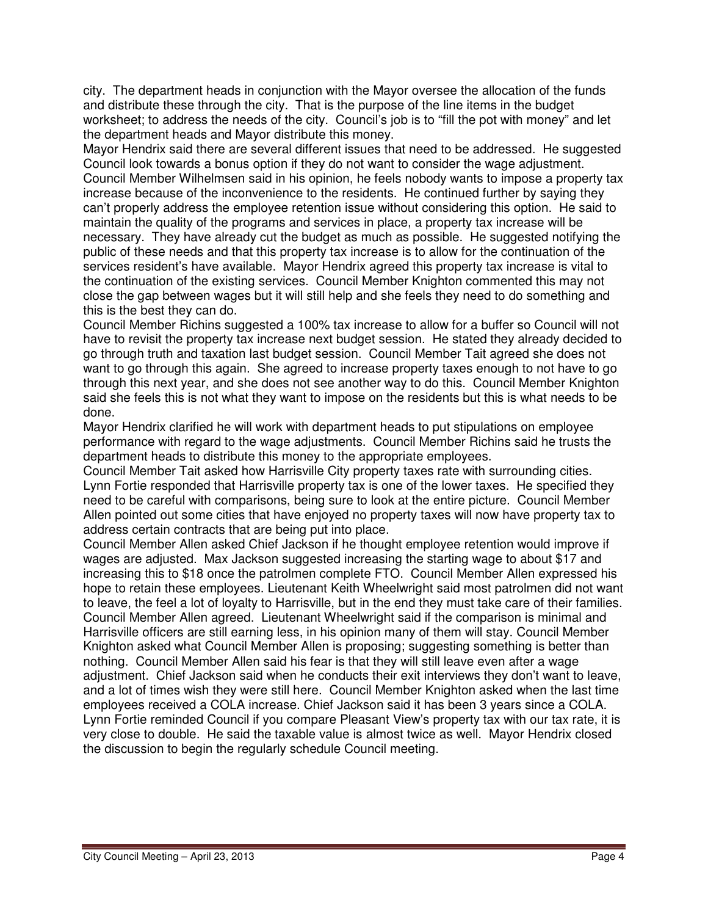city. The department heads in conjunction with the Mayor oversee the allocation of the funds and distribute these through the city. That is the purpose of the line items in the budget worksheet; to address the needs of the city. Council's job is to "fill the pot with money" and let the department heads and Mayor distribute this money.

Mayor Hendrix said there are several different issues that need to be addressed. He suggested Council look towards a bonus option if they do not want to consider the wage adjustment. Council Member Wilhelmsen said in his opinion, he feels nobody wants to impose a property tax increase because of the inconvenience to the residents. He continued further by saying they can't properly address the employee retention issue without considering this option. He said to maintain the quality of the programs and services in place, a property tax increase will be necessary. They have already cut the budget as much as possible. He suggested notifying the public of these needs and that this property tax increase is to allow for the continuation of the services resident's have available. Mayor Hendrix agreed this property tax increase is vital to the continuation of the existing services. Council Member Knighton commented this may not close the gap between wages but it will still help and she feels they need to do something and this is the best they can do.

Council Member Richins suggested a 100% tax increase to allow for a buffer so Council will not have to revisit the property tax increase next budget session. He stated they already decided to go through truth and taxation last budget session. Council Member Tait agreed she does not want to go through this again. She agreed to increase property taxes enough to not have to go through this next year, and she does not see another way to do this. Council Member Knighton said she feels this is not what they want to impose on the residents but this is what needs to be done.

Mayor Hendrix clarified he will work with department heads to put stipulations on employee performance with regard to the wage adjustments. Council Member Richins said he trusts the department heads to distribute this money to the appropriate employees.

Council Member Tait asked how Harrisville City property taxes rate with surrounding cities. Lynn Fortie responded that Harrisville property tax is one of the lower taxes. He specified they need to be careful with comparisons, being sure to look at the entire picture. Council Member Allen pointed out some cities that have enjoyed no property taxes will now have property tax to address certain contracts that are being put into place.

Council Member Allen asked Chief Jackson if he thought employee retention would improve if wages are adjusted. Max Jackson suggested increasing the starting wage to about $17 and increasing this to $18 once the patrolmen complete FTO. Council Member Allen expressed his hope to retain these employees. Lieutenant Keith Wheelwright said most patrolmen did not want to leave, the feel a lot of loyalty to Harrisville, but in the end they must take care of their families. Council Member Allen agreed. Lieutenant Wheelwright said if the comparison is minimal and Harrisville officers are still earning less, in his opinion many of them will stay. Council Member Knighton asked what Council Member Allen is proposing; suggesting something is better than nothing. Council Member Allen said his fear is that they will still leave even after a wage adjustment. Chief Jackson said when he conducts their exit interviews they don't want to leave, and a lot of times wish they were still here. Council Member Knighton asked when the last time employees received a COLA increase. Chief Jackson said it has been 3 years since a COLA. Lynn Fortie reminded Council if you compare Pleasant View's property tax with our tax rate, it is very close to double. He said the taxable value is almost twice as well. Mayor Hendrix closed the discussion to begin the regularly schedule Council meeting.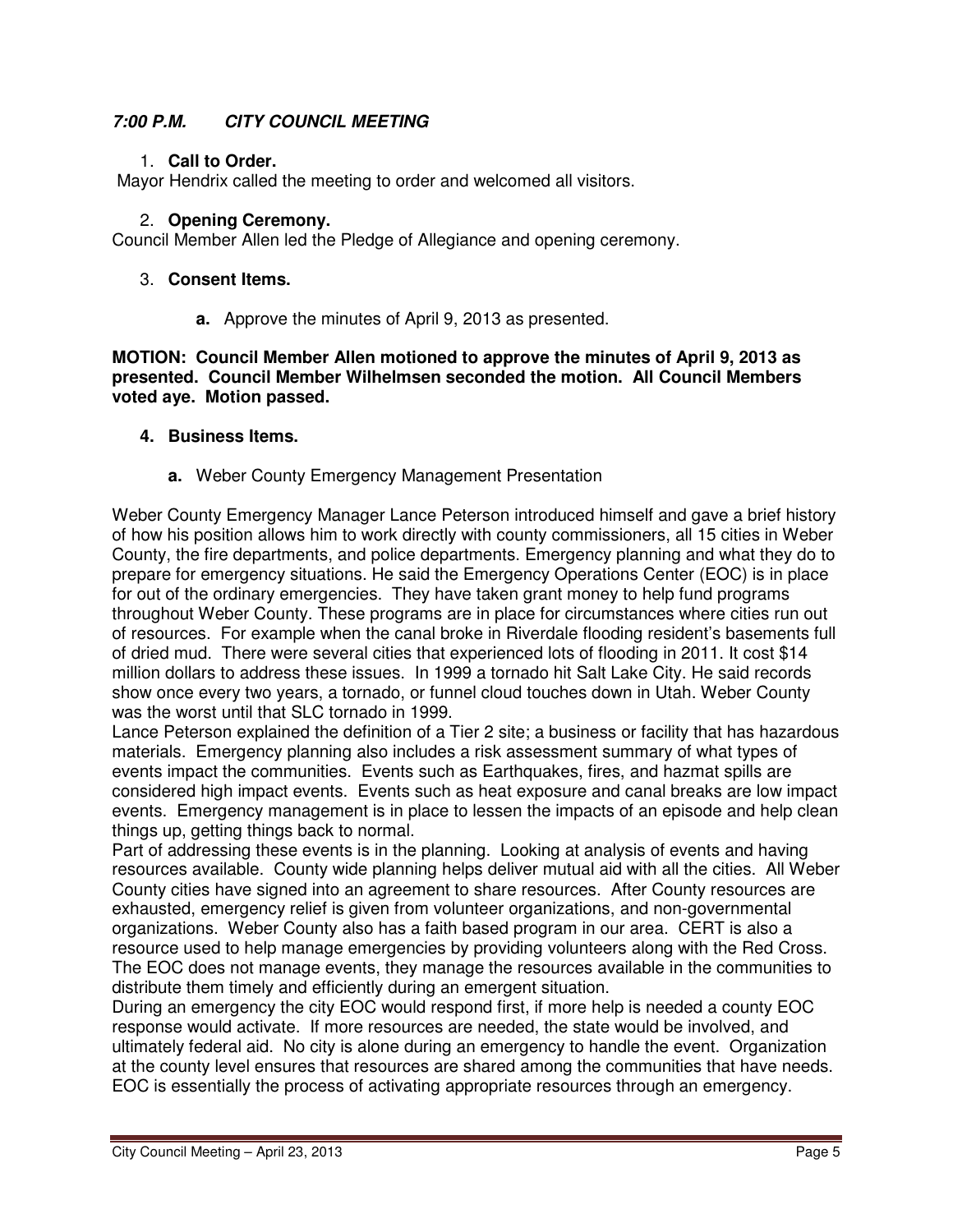***7:00 P.M. CITY COUNCIL MEETING***

1. **Call to Order.**

Mayor Hendrix called the meeting to order and welcomed all visitors.

2. **Opening Ceremony.**

Council Member Allen led the Pledge of Allegiance and opening ceremony.

3. **Consent Items.**

   **a.** Approve the minutes of April 9, 2013 as presented.

**MOTION: Council Member Allen motioned to approve the minutes of April 9, 2013 as presented. Council Member Wilhelmsen seconded the motion. All Council Members voted aye. Motion passed.**

4. **Business Items.**

   **a.** Weber County Emergency Management Presentation

Weber County Emergency Manager Lance Peterson introduced himself and gave a brief history of how his position allows him to work directly with county commissioners, all 15 cities in Weber County, the fire departments, and police departments. Emergency planning and what they do to prepare for emergency situations. He said the Emergency Operations Center (EOC) is in place for out of the ordinary emergencies. They have taken grant money to help fund programs throughout Weber County. These programs are in place for circumstances where cities run out of resources. For example when the canal broke in Riverdale flooding resident's basements full of dried mud. There were several cities that experienced lots of flooding in 2011. It cost $14 million dollars to address these issues. In 1999 a tornado hit Salt Lake City. He said records show once every two years, a tornado, or funnel cloud touches down in Utah. Weber County was the worst until that SLC tornado in 1999.

Lance Peterson explained the definition of a Tier 2 site; a business or facility that has hazardous materials. Emergency planning also includes a risk assessment summary of what types of events impact the communities. Events such as Earthquakes, fires, and hazmat spills are considered high impact events. Events such as heat exposure and canal breaks are low impact events. Emergency management is in place to lessen the impacts of an episode and help clean things up, getting things back to normal.

Part of addressing these events is in the planning. Looking at analysis of events and having resources available. County wide planning helps deliver mutual aid with all the cities. All Weber County cities have signed into an agreement to share resources. After County resources are exhausted, emergency relief is given from volunteer organizations, and non-governmental organizations. Weber County also has a faith based program in our area. CERT is also a resource used to help manage emergencies by providing volunteers along with the Red Cross. The EOC does not manage events, they manage the resources available in the communities to distribute them timely and efficiently during an emergent situation.

During an emergency the city EOC would respond first, if more help is needed a county EOC response would activate. If more resources are needed, the state would be involved, and ultimately federal aid. No city is alone during an emergency to handle the event. Organization at the county level ensures that resources are shared among the communities that have needs. EOC is essentially the process of activating appropriate resources through an emergency.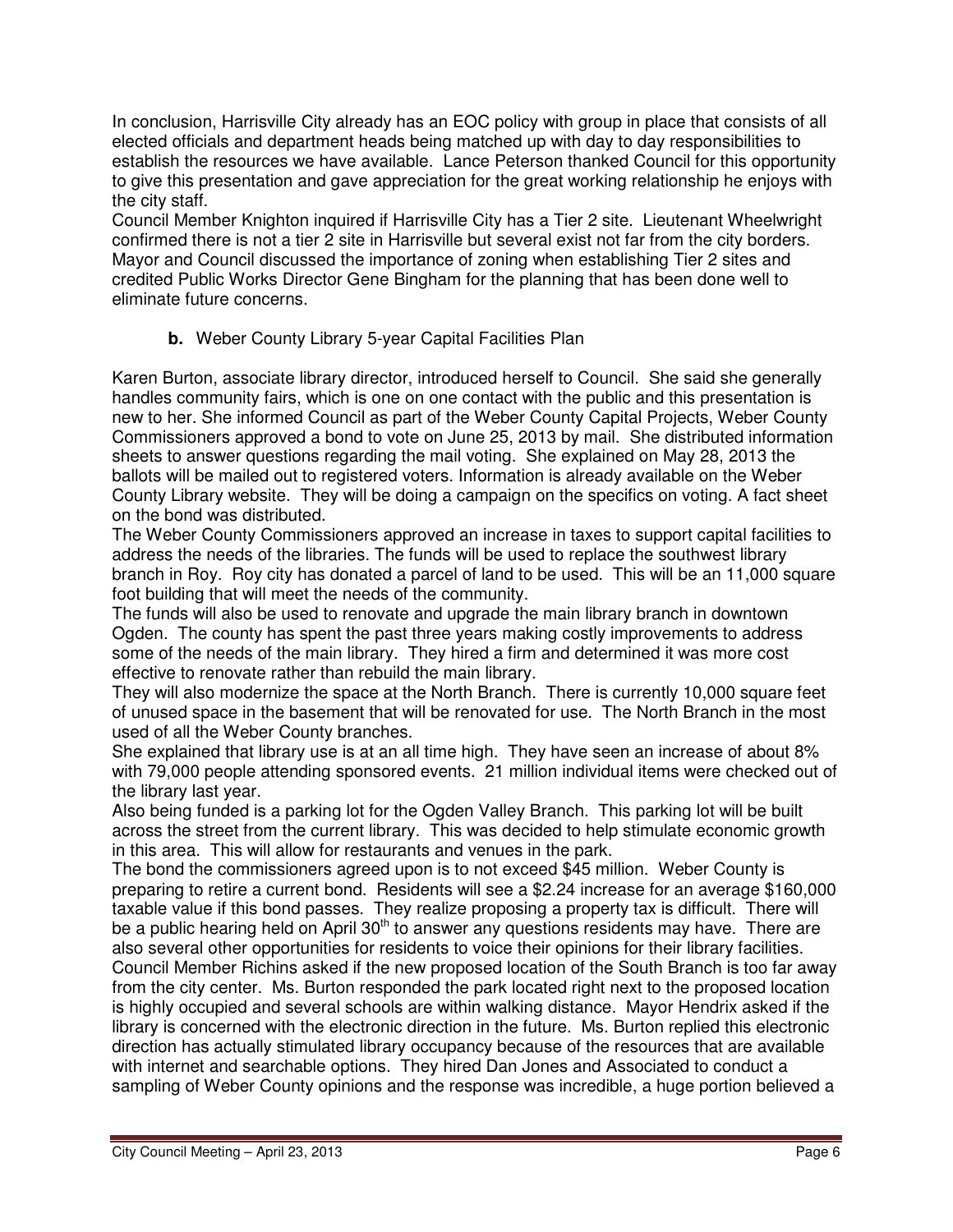In conclusion, Harrisville City already has an EOC policy with group in place that consists of all elected officials and department heads being matched up with day to day responsibilities to establish the resources we have available. Lance Peterson thanked Council for this opportunity to give this presentation and gave appreciation for the great working relationship he enjoys with the city staff.

Council Member Knighton inquired if Harrisville City has a Tier 2 site. Lieutenant Wheelwright confirmed there is not a tier 2 site in Harrisville but several exist not far from the city borders. Mayor and Council discussed the importance of zoning when establishing Tier 2 sites and credited Public Works Director Gene Bingham for the planning that has been done well to eliminate future concerns.

**b.** Weber County Library 5-year Capital Facilities Plan

Karen Burton, associate library director, introduced herself to Council. She said she generally handles community fairs, which is one on one contact with the public and this presentation is new to her. She informed Council as part of the Weber County Capital Projects, Weber County Commissioners approved a bond to vote on June 25, 2013 by mail. She distributed information sheets to answer questions regarding the mail voting. She explained on May 28, 2013 the ballots will be mailed out to registered voters. Information is already available on the Weber County Library website. They will be doing a campaign on the specifics on voting. A fact sheet on the bond was distributed.

The Weber County Commissioners approved an increase in taxes to support capital facilities to address the needs of the libraries. The funds will be used to replace the southwest library branch in Roy. Roy city has donated a parcel of land to be used. This will be an 11,000 square foot building that will meet the needs of the community.

The funds will also be used to renovate and upgrade the main library branch in downtown Ogden. The county has spent the past three years making costly improvements to address some of the needs of the main library. They hired a firm and determined it was more cost effective to renovate rather than rebuild the main library.

They will also modernize the space at the North Branch. There is currently 10,000 square feet of unused space in the basement that will be renovated for use. The North Branch in the most used of all the Weber County branches.

She explained that library use is at an all time high. They have seen an increase of about 8% with 79,000 people attending sponsored events. 21 million individual items were checked out of the library last year.

Also being funded is a parking lot for the Ogden Valley Branch. This parking lot will be built across the street from the current library. This was decided to help stimulate economic growth in this area. This will allow for restaurants and venues in the park.

The bond the commissioners agreed upon is to not exceed $45 million. Weber County is preparing to retire a current bond. Residents will see a $2.24 increase for an average $160,000 taxable value if this bond passes. They realize proposing a property tax is difficult. There will be a public hearing held on April 30th to answer any questions residents may have. There are also several other opportunities for residents to voice their opinions for their library facilities.

Council Member Richins asked if the new proposed location of the South Branch is too far away from the city center. Ms. Burton responded the park located right next to the proposed location is highly occupied and several schools are within walking distance. Mayor Hendrix asked if the library is concerned with the electronic direction in the future. Ms. Burton replied this electronic direction has actually stimulated library occupancy because of the resources that are available with internet and searchable options. They hired Dan Jones and Associated to conduct a sampling of Weber County opinions and the response was incredible, a huge portion believed a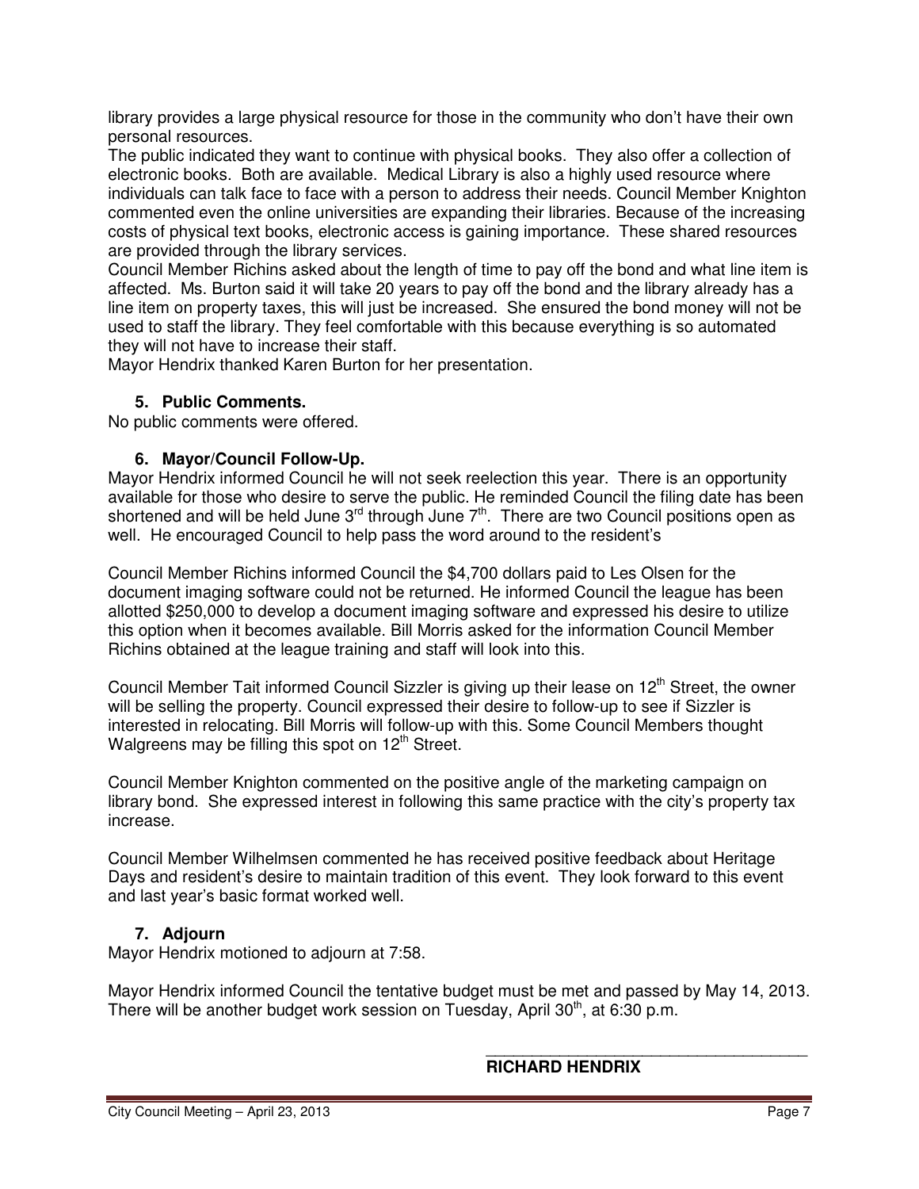library provides a large physical resource for those in the community who don't have their own personal resources.

The public indicated they want to continue with physical books. They also offer a collection of electronic books. Both are available. Medical Library is also a highly used resource where individuals can talk face to face with a person to address their needs. Council Member Knighton commented even the online universities are expanding their libraries. Because of the increasing costs of physical text books, electronic access is gaining importance. These shared resources are provided through the library services.

Council Member Richins asked about the length of time to pay off the bond and what line item is affected. Ms. Burton said it will take 20 years to pay off the bond and the library already has a line item on property taxes, this will just be increased. She ensured the bond money will not be used to staff the library. They feel comfortable with this because everything is so automated they will not have to increase their staff.

Mayor Hendrix thanked Karen Burton for her presentation.

### 5. Public Comments.

No public comments were offered.

### 6. Mayor/Council Follow-Up.

Mayor Hendrix informed Council he will not seek reelection this year. There is an opportunity available for those who desire to serve the public. He reminded Council the filing date has been shortened and will be held June 3rd through June 7th. There are two Council positions open as well. He encouraged Council to help pass the word around to the resident's

Council Member Richins informed Council the $4,700 dollars paid to Les Olsen for the document imaging software could not be returned. He informed Council the league has been allotted $250,000 to develop a document imaging software and expressed his desire to utilize this option when it becomes available. Bill Morris asked for the information Council Member Richins obtained at the league training and staff will look into this.

Council Member Tait informed Council Sizzler is giving up their lease on 12th Street, the owner will be selling the property. Council expressed their desire to follow-up to see if Sizzler is interested in relocating. Bill Morris will follow-up with this. Some Council Members thought Walgreens may be filling this spot on 12th Street.

Council Member Knighton commented on the positive angle of the marketing campaign on library bond. She expressed interest in following this same practice with the city's property tax increase.

Council Member Wilhelmsen commented he has received positive feedback about Heritage Days and resident's desire to maintain tradition of this event. They look forward to this event and last year's basic format worked well.

### 7. Adjourn

Mayor Hendrix motioned to adjourn at 7:58.

Mayor Hendrix informed Council the tentative budget must be met and passed by May 14, 2013. There will be another budget work session on Tuesday, April 30th, at 6:30 p.m.

\_\_\_\_\_\_\_\_\_\_\_\_\_\_\_\_\_\_\_\_\_\_\_\_\_\_\_\_\_\_\_\_\_\_\_\_

**RICHARD HENDRIX**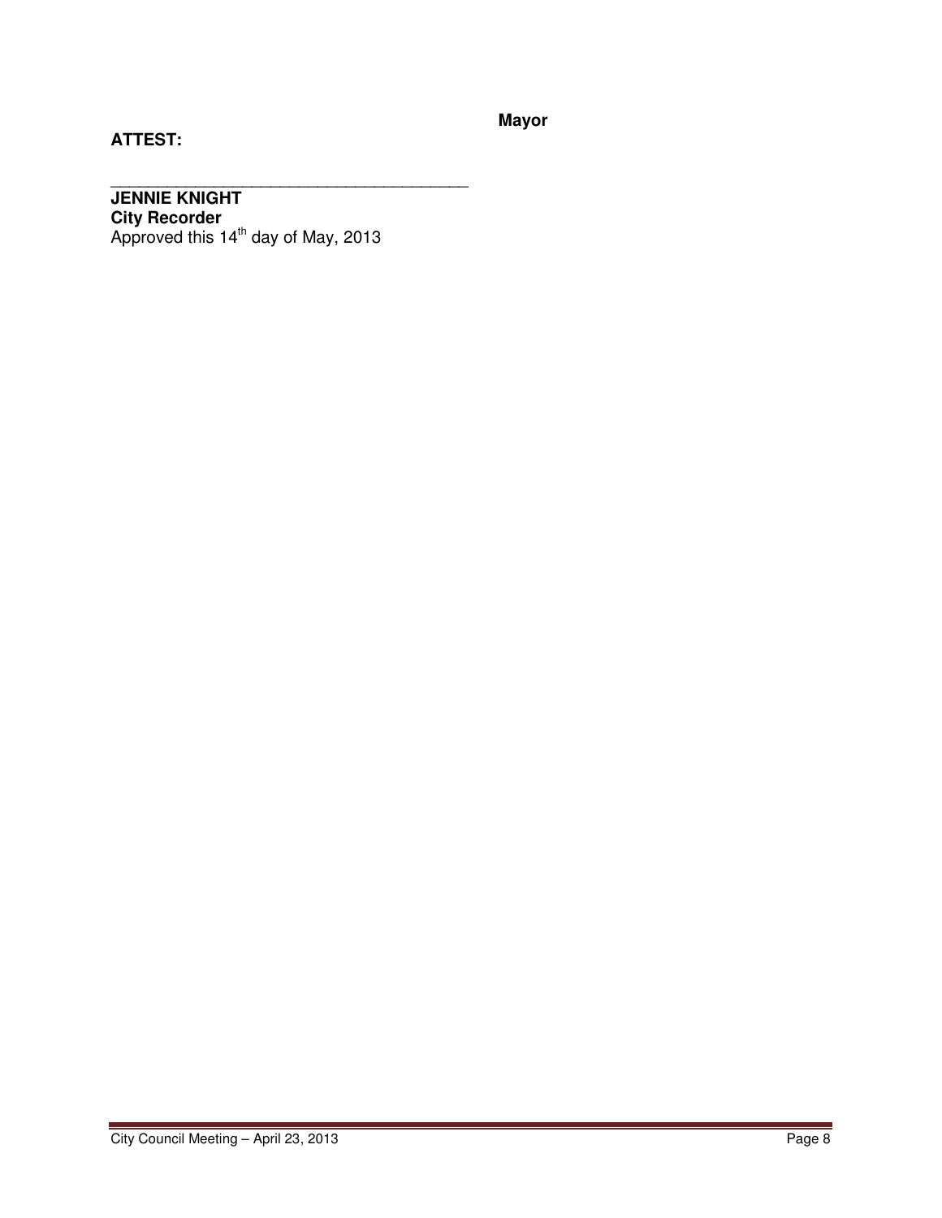**Mayor**

**ATTEST:**

\_\_\_\_\_\_\_\_\_\_\_\_\_\_\_\_\_\_\_\_\_\_\_\_\_\_\_\_\_\_\_\_\_\_\_\_\_\_\_\_

**JENNIE KNIGHT**
**City Recorder**
Approved this 14th day of May, 2013